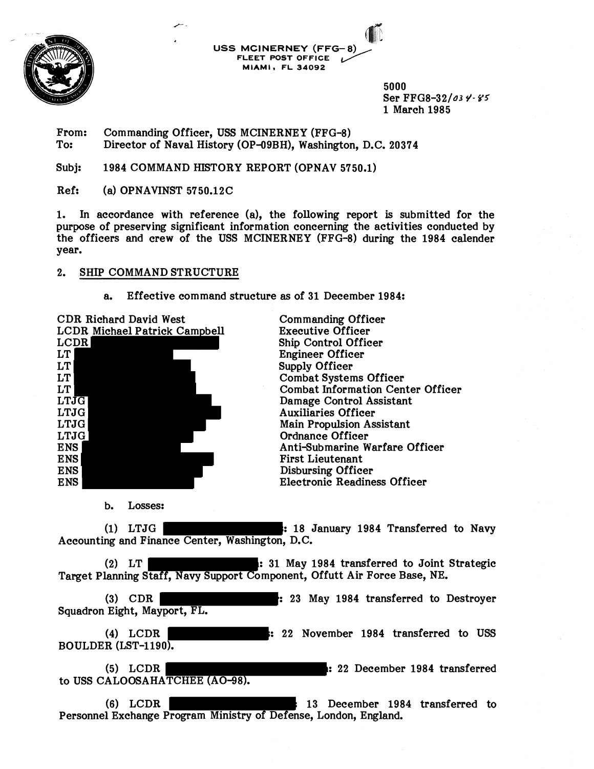USS MCINERNEY (FFG-8)
FLEET POST OFFICE
MIAMI, FL 34092

5000
Ser FFG8-32/034-85
1 March 1985

From: Commanding Officer, USS MCINERNEY (FFG-8)
To: Director of Naval History (OP-09BH), Washington, D.C. 20374

Subj: 1984 COMMAND HISTORY REPORT (OPNAV 5750.1)

Ref: (a) OPNAVINST 5750.12C

1. In accordance with reference (a), the following report is submitted for the purpose of preserving significant information concerning the activities conducted by the officers and crew of the USS MCINERNEY (FFG-8) during the 1984 calender year.

2. SHIP COMMAND STRUCTURE

a. Effective command structure as of 31 December 1984:

| | |
|---|---|
| CDR Richard David West | Commanding Officer |
| LCDR Michael Patrick Campbell | Executive Officer |
| LCDR [REDACTED] | Ship Control Officer |
| LT [REDACTED] | Engineer Officer |
| LT [REDACTED] | Supply Officer |
| LT [REDACTED] | Combat Systems Officer |
| LT [REDACTED] | Combat Information Center Officer |
| LTJG [REDACTED] | Damage Control Assistant |
| LTJG [REDACTED] | Auxiliaries Officer |
| LTJG [REDACTED] | Main Propulsion Assistant |
| LTJG [REDACTED] | Ordnance Officer |
| ENS [REDACTED] | Anti-Submarine Warfare Officer |
| ENS [REDACTED] | First Lieutenant |
| ENS [REDACTED] | Disbursing Officer |
| ENS [REDACTED] | Electronic Readiness Officer |

b. Losses:

(1) LTJG [REDACTED]: 18 January 1984 Transferred to Navy Accounting and Finance Center, Washington, D.C.

(2) LT [REDACTED]: 31 May 1984 transferred to Joint Strategic Target Planning Staff, Navy Support Component, Offutt Air Force Base, NE.

(3) CDR [REDACTED]: 23 May 1984 transferred to Destroyer Squadron Eight, Mayport, FL.

(4) LCDR [REDACTED]: 22 November 1984 transferred to USS BOULDER (LST-1190).

(5) LCDR [REDACTED]: 22 December 1984 transferred to USS CALOOSAHATCHEE (AO-98).

(6) LCDR [REDACTED] 13 December 1984 transferred to Personnel Exchange Program Ministry of Defense, London, England.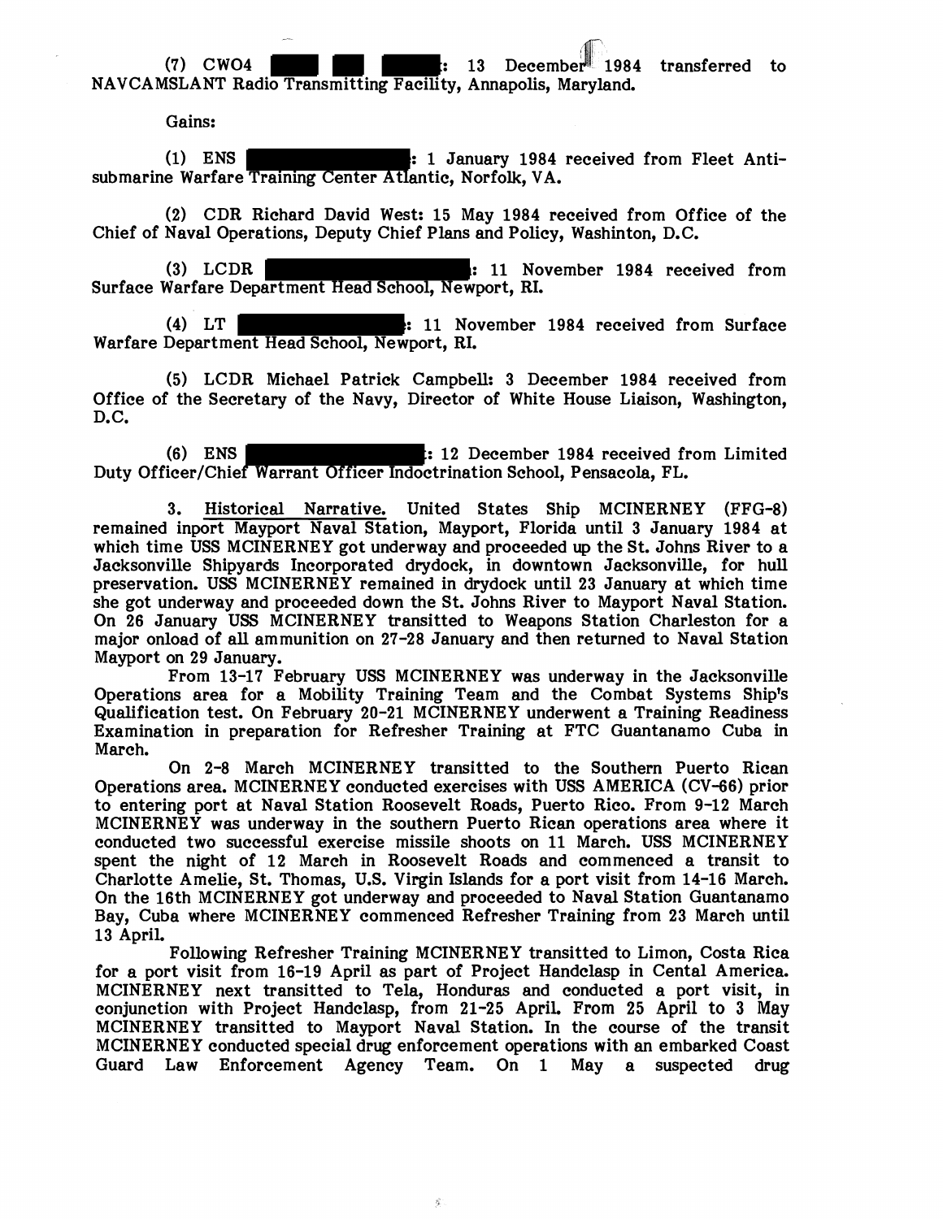(7) CWO4 ████ ███ ████: 13 December 1984 transferred to NAVCAMSLANT Radio Transmitting Facility, Annapolis, Maryland.

Gains:

(1) ENS ████████████: 1 January 1984 received from Fleet Antisubmarine Warfare Training Center Atlantic, Norfolk, VA.

(2) CDR Richard David West: 15 May 1984 received from Office of the Chief of Naval Operations, Deputy Chief Plans and Policy, Washinton, D.C.

(3) LCDR ████████████████: 11 November 1984 received from Surface Warfare Department Head School, Newport, RI.

(4) LT ████████████: 11 November 1984 received from Surface Warfare Department Head School, Newport, RI.

(5) LCDR Michael Patrick Campbell: 3 December 1984 received from Office of the Secretary of the Navy, Director of White House Liaison, Washington, D.C.

(6) ENS ████████████: 12 December 1984 received from Limited Duty Officer/Chief Warrant Officer Indoctrination School, Pensacola, FL.

3. Historical Narrative. United States Ship MCINERNEY (FFG-8) remained inport Mayport Naval Station, Mayport, Florida until 3 January 1984 at which time USS MCINERNEY got underway and proceeded up the St. Johns River to a Jacksonville Shipyards Incorporated drydock, in downtown Jacksonville, for hull preservation. USS MCINERNEY remained in drydock until 23 January at which time she got underway and proceeded down the St. Johns River to Mayport Naval Station. On 26 January USS MCINERNEY transitted to Weapons Station Charleston for a major onload of all ammunition on 27-28 January and then returned to Naval Station Mayport on 29 January.

From 13-17 February USS MCINERNEY was underway in the Jacksonville Operations area for a Mobility Training Team and the Combat Systems Ship's Qualification test. On February 20-21 MCINERNEY underwent a Training Readiness Examination in preparation for Refresher Training at FTC Guantanamo Cuba in March.

On 2-8 March MCINERNEY transitted to the Southern Puerto Rican Operations area. MCINERNEY conducted exercises with USS AMERICA (CV-66) prior to entering port at Naval Station Roosevelt Roads, Puerto Rico. From 9-12 March MCINERNEY was underway in the southern Puerto Rican operations area where it conducted two successful exercise missile shoots on 11 March. USS MCINERNEY spent the night of 12 March in Roosevelt Roads and commenced a transit to Charlotte Amelie, St. Thomas, U.S. Virgin Islands for a port visit from 14-16 March. On the 16th MCINERNEY got underway and proceeded to Naval Station Guantanamo Bay, Cuba where MCINERNEY commenced Refresher Training from 23 March until 13 April.

Following Refresher Training MCINERNEY transitted to Limon, Costa Rica for a port visit from 16-19 April as part of Project Handclasp in Cental America. MCINERNEY next transitted to Tela, Honduras and conducted a port visit, in conjunction with Project Handclasp, from 21-25 April. From 25 April to 3 May MCINERNEY transitted to Mayport Naval Station. In the course of the transit MCINERNEY conducted special drug enforcement operations with an embarked Coast Guard Law Enforcement Agency Team. On 1 May a suspected drug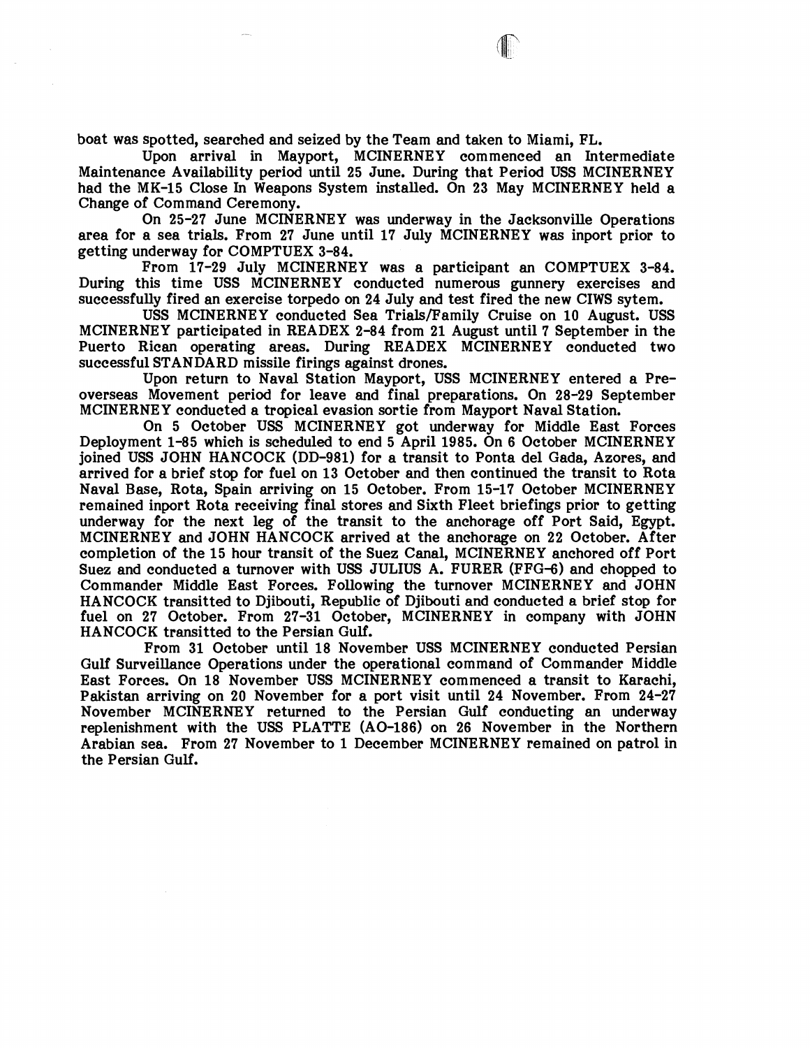boat was spotted, searched and seized by the Team and taken to Miami, FL.

Upon arrival in Mayport, MCINERNEY commenced an Intermediate Maintenance Availability period until 25 June. During that Period USS MCINERNEY had the MK-15 Close In Weapons System installed. On 23 May MCINERNEY held a Change of Command Ceremony.

On 25-27 June MCINERNEY was underway in the Jacksonville Operations area for a sea trials. From 27 June until 17 July MCINERNEY was inport prior to getting underway for COMPTUEX 3-84.

From 17-29 July MCINERNEY was a participant an COMPTUEX 3-84. During this time USS MCINERNEY conducted numerous gunnery exercises and successfully fired an exercise torpedo on 24 July and test fired the new CIWS sytem.

USS MCINERNEY conducted Sea Trials/Family Cruise on 10 August. USS MCINERNEY participated in READEX 2-84 from 21 August until 7 September in the Puerto Rican operating areas. During READEX MCINERNEY conducted two successful STANDARD missile firings against drones.

Upon return to Naval Station Mayport, USS MCINERNEY entered a Pre-overseas Movement period for leave and final preparations. On 28-29 September MCINERNEY conducted a tropical evasion sortie from Mayport Naval Station.

On 5 October USS MCINERNEY got underway for Middle East Forces Deployment 1-85 which is scheduled to end 5 April 1985. On 6 October MCINERNEY joined USS JOHN HANCOCK (DD-981) for a transit to Ponta del Gada, Azores, and arrived for a brief stop for fuel on 13 October and then continued the transit to Rota Naval Base, Rota, Spain arriving on 15 October. From 15-17 October MCINERNEY remained inport Rota receiving final stores and Sixth Fleet briefings prior to getting underway for the next leg of the transit to the anchorage off Port Said, Egypt. MCINERNEY and JOHN HANCOCK arrived at the anchorage on 22 October. After completion of the 15 hour transit of the Suez Canal, MCINERNEY anchored off Port Suez and conducted a turnover with USS JULIUS A. FURER (FFG-6) and chopped to Commander Middle East Forces. Following the turnover MCINERNEY and JOHN HANCOCK transitted to Djibouti, Republic of Djibouti and conducted a brief stop for fuel on 27 October. From 27-31 October, MCINERNEY in company with JOHN HANCOCK transitted to the Persian Gulf.

From 31 October until 18 November USS MCINERNEY conducted Persian Gulf Surveillance Operations under the operational command of Commander Middle East Forces. On 18 November USS MCINERNEY commenced a transit to Karachi, Pakistan arriving on 20 November for a port visit until 24 November. From 24-27 November MCINERNEY returned to the Persian Gulf conducting an underway replenishment with the USS PLATTE (AO-186) on 26 November in the Northern Arabian sea. From 27 November to 1 December MCINERNEY remained on patrol in the Persian Gulf.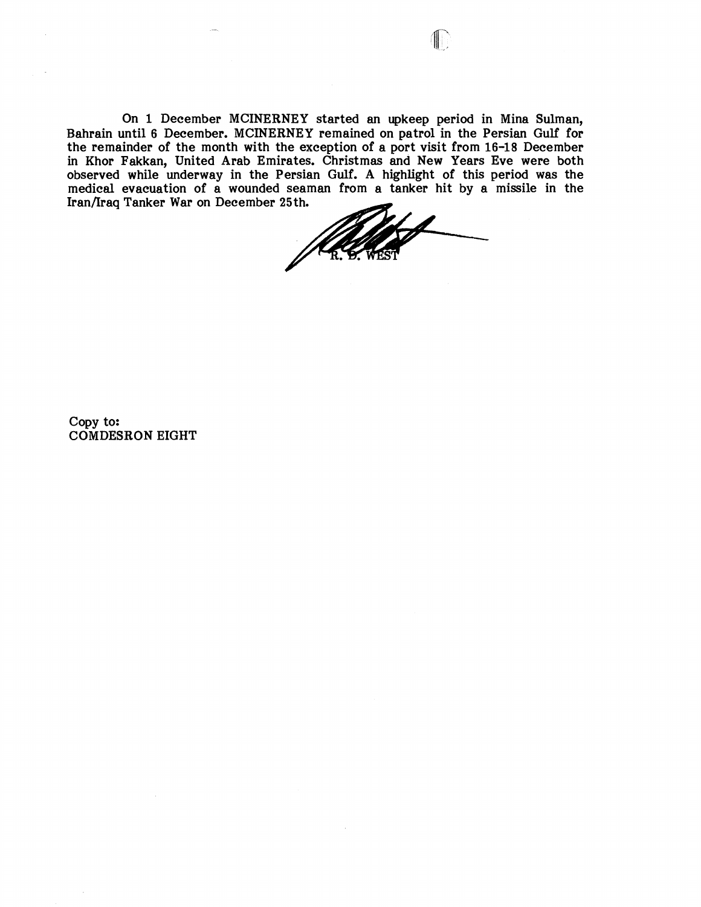On 1 December MCINERNEY started an upkeep period in Mina Sulman, Bahrain until 6 December. MCINERNEY remained on patrol in the Persian Gulf for the remainder of the month with the exception of a port visit from 16-18 December in Khor Fakkan, United Arab Emirates. Christmas and New Years Eve were both observed while underway in the Persian Gulf. A highlight of this period was the medical evacuation of a wounded seaman from a tanker hit by a missile in the Iran/Iraq Tanker War on December 25th.

R. D. WEST

Copy to:
COMDESRON EIGHT